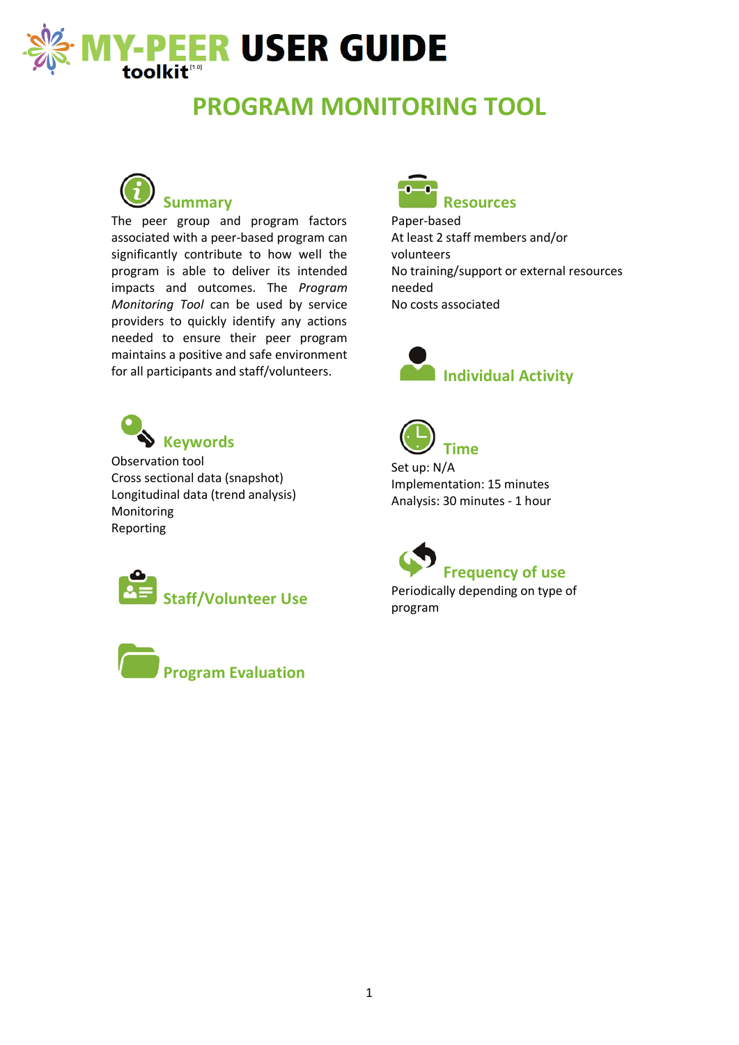# MY-PEER USER GUIDE

toolkit[1.0]

## PROGRAM MONITORING TOOL

### Summary

The peer group and program factors associated with a peer-based program can significantly contribute to how well the program is able to deliver its intended impacts and outcomes. The *Program Monitoring Tool* can be used by service providers to quickly identify any actions needed to ensure their peer program maintains a positive and safe environment for all participants and staff/volunteers.

### Keywords

Observation tool
Cross sectional data (snapshot)
Longitudinal data (trend analysis)
Monitoring
Reporting

### Staff/Volunteer Use

### Program Evaluation

### Resources

Paper-based
At least 2 staff members and/or volunteers
No training/support or external resources needed
No costs associated

### Individual Activity

### Time

Set up: N/A
Implementation: 15 minutes
Analysis: 30 minutes - 1 hour

### Frequency of use

Periodically depending on type of program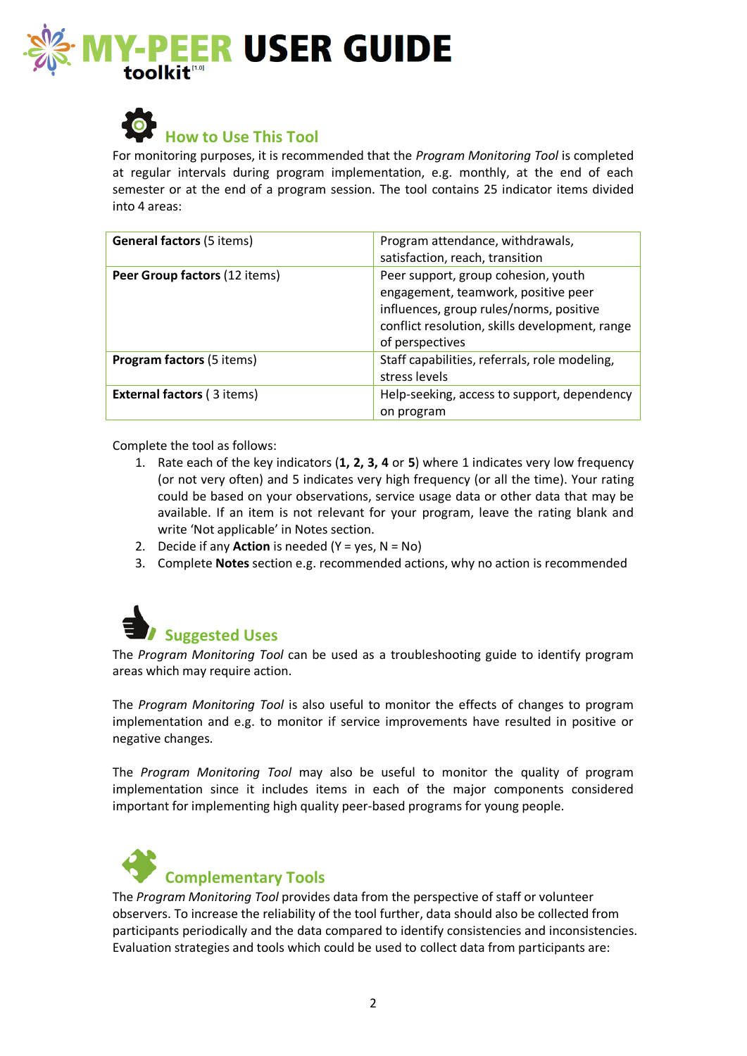# MY-PEER toolkit[1.0] USER GUIDE

## How to Use This Tool

For monitoring purposes, it is recommended that the *Program Monitoring Tool* is completed at regular intervals during program implementation, e.g. monthly, at the end of each semester or at the end of a program session. The tool contains 25 indicator items divided into 4 areas:

| | |
|---|---|
| **General factors** (5 items) | Program attendance, withdrawals, satisfaction, reach, transition |
| **Peer Group factors** (12 items) | Peer support, group cohesion, youth engagement, teamwork, positive peer influences, group rules/norms, positive conflict resolution, skills development, range of perspectives |
| **Program factors** (5 items) | Staff capabilities, referrals, role modeling, stress levels |
| **External factors** ( 3 items) | Help-seeking, access to support, dependency on program |

Complete the tool as follows:

1. Rate each of the key indicators (**1, 2, 3, 4** or **5**) where 1 indicates very low frequency (or not very often) and 5 indicates very high frequency (or all the time). Your rating could be based on your observations, service usage data or other data that may be available. If an item is not relevant for your program, leave the rating blank and write 'Not applicable' in Notes section.
2. Decide if any **Action** is needed (Y = yes, N = No)
3. Complete **Notes** section e.g. recommended actions, why no action is recommended

## Suggested Uses

The *Program Monitoring Tool* can be used as a troubleshooting guide to identify program areas which may require action.

The *Program Monitoring Tool* is also useful to monitor the effects of changes to program implementation and e.g. to monitor if service improvements have resulted in positive or negative changes.

The *Program Monitoring Tool* may also be useful to monitor the quality of program implementation since it includes items in each of the major components considered important for implementing high quality peer-based programs for young people.

## Complementary Tools

The *Program Monitoring Tool* provides data from the perspective of staff or volunteer observers. To increase the reliability of the tool further, data should also be collected from participants periodically and the data compared to identify consistencies and inconsistencies. Evaluation strategies and tools which could be used to collect data from participants are: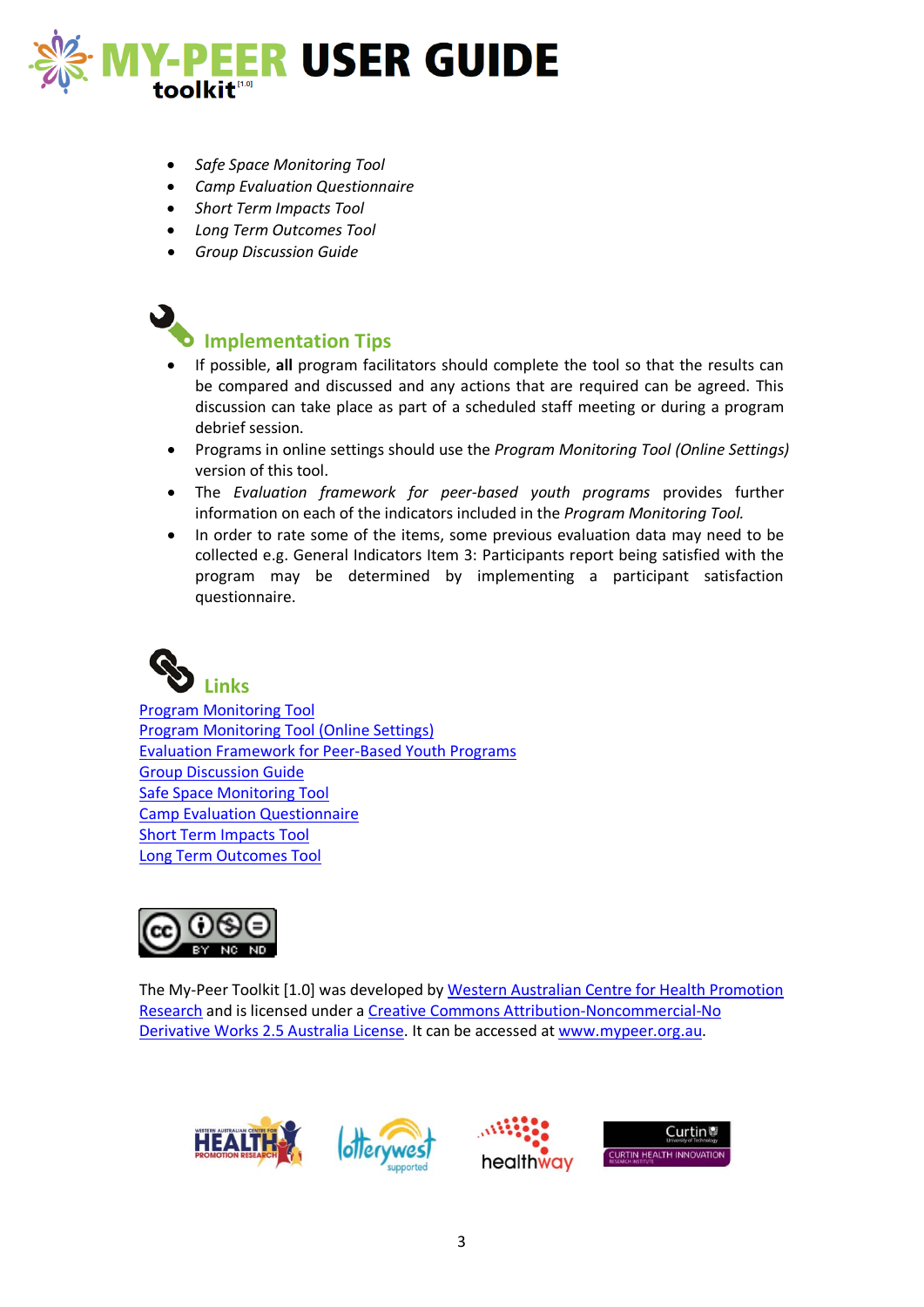- *Safe Space Monitoring Tool*
- *Camp Evaluation Questionnaire*
- *Short Term Impacts Tool*
- *Long Term Outcomes Tool*
- *Group Discussion Guide*

## Implementation Tips

- If possible, **all** program facilitators should complete the tool so that the results can be compared and discussed and any actions that are required can be agreed. This discussion can take place as part of a scheduled staff meeting or during a program debrief session.
- Programs in online settings should use the *Program Monitoring Tool (Online Settings)* version of this tool.
- The *Evaluation framework for peer-based youth programs* provides further information on each of the indicators included in the *Program Monitoring Tool.*
- In order to rate some of the items, some previous evaluation data may need to be collected e.g. General Indicators Item 3: Participants report being satisfied with the program may be determined by implementing a participant satisfaction questionnaire.

## Links

Program Monitoring Tool
Program Monitoring Tool (Online Settings)
Evaluation Framework for Peer-Based Youth Programs
Group Discussion Guide
Safe Space Monitoring Tool
Camp Evaluation Questionnaire
Short Term Impacts Tool
Long Term Outcomes Tool

The My-Peer Toolkit [1.0] was developed by Western Australian Centre for Health Promotion Research and is licensed under a Creative Commons Attribution-Noncommercial-No Derivative Works 2.5 Australia License. It can be accessed at www.mypeer.org.au.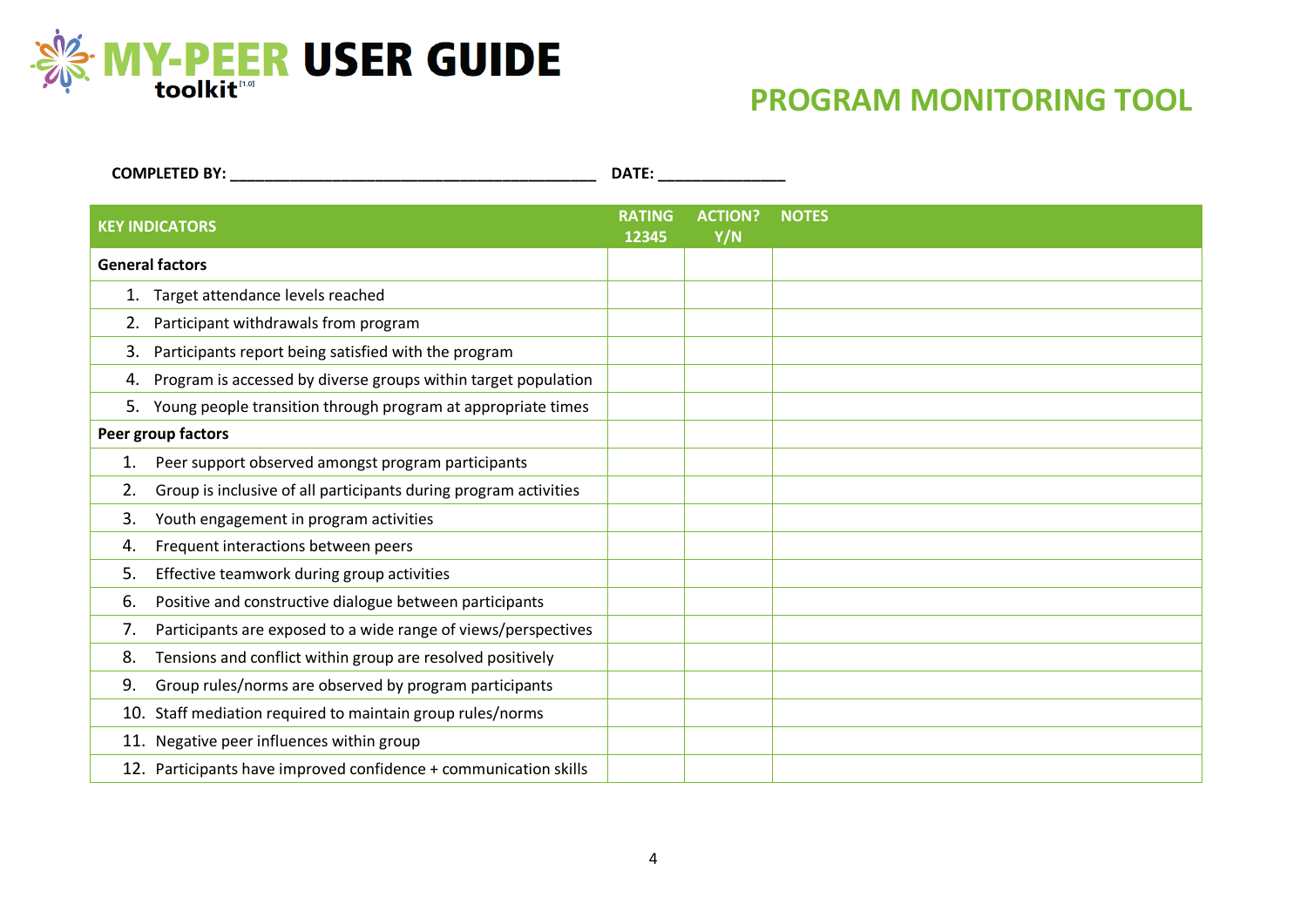# MY-PEER USER GUIDE toolkit[1.0]

## PROGRAM MONITORING TOOL

**COMPLETED BY:** ________________________________________ **DATE:** ______________

| KEY INDICATORS | RATING 12345 | ACTION? Y/N | NOTES |
|---|---|---|---|
| **General factors** | | | |
| 1. Target attendance levels reached | | | |
| 2. Participant withdrawals from program | | | |
| 3. Participants report being satisfied with the program | | | |
| 4. Program is accessed by diverse groups within target population | | | |
| 5. Young people transition through program at appropriate times | | | |
| **Peer group factors** | | | |
| 1. Peer support observed amongst program participants | | | |
| 2. Group is inclusive of all participants during program activities | | | |
| 3. Youth engagement in program activities | | | |
| 4. Frequent interactions between peers | | | |
| 5. Effective teamwork during group activities | | | |
| 6. Positive and constructive dialogue between participants | | | |
| 7. Participants are exposed to a wide range of views/perspectives | | | |
| 8. Tensions and conflict within group are resolved positively | | | |
| 9. Group rules/norms are observed by program participants | | | |
| 10. Staff mediation required to maintain group rules/norms | | | |
| 11. Negative peer influences within group | | | |
| 12. Participants have improved confidence + communication skills | | | |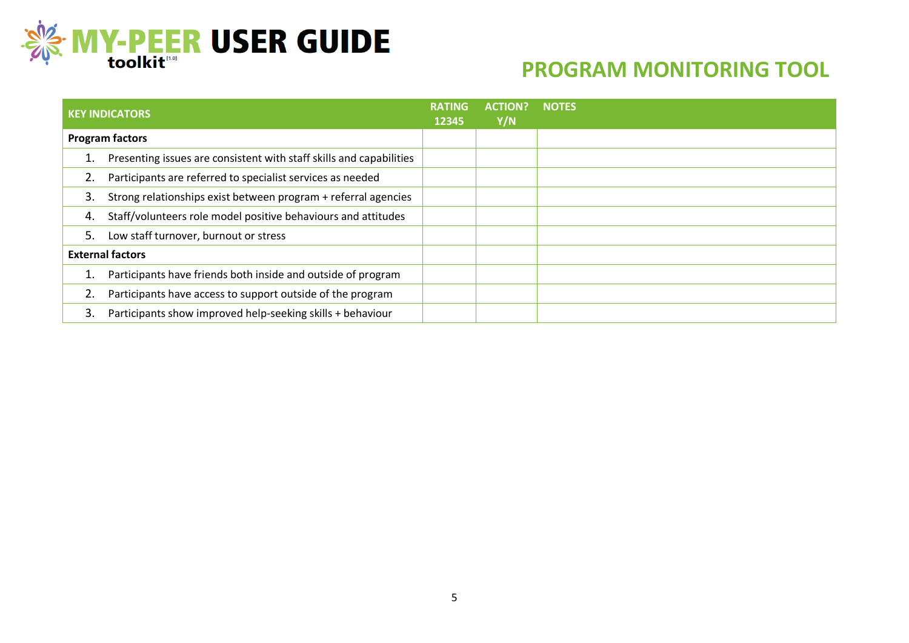MY-PEER USER GUIDE toolkit[1.0]

# PROGRAM MONITORING TOOL

| KEY INDICATORS | RATING 12345 | ACTION? Y/N | NOTES |
|---|---|---|---|
| **Program factors** | | | |
| 1. Presenting issues are consistent with staff skills and capabilities | | | |
| 2. Participants are referred to specialist services as needed | | | |
| 3. Strong relationships exist between program + referral agencies | | | |
| 4. Staff/volunteers role model positive behaviours and attitudes | | | |
| 5. Low staff turnover, burnout or stress | | | |
| **External factors** | | | |
| 1. Participants have friends both inside and outside of program | | | |
| 2. Participants have access to support outside of the program | | | |
| 3. Participants show improved help-seeking skills + behaviour | | | |